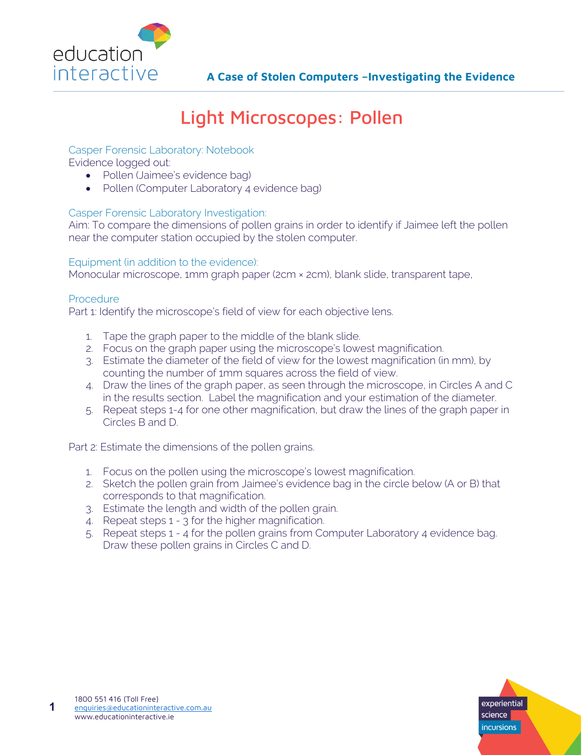# Light Microscopes: Pollen

### Casper Forensic Laboratory: Notebook

Evidence logged out:

- Pollen (Jaimee's evidence bag)
- Pollen (Computer Laboratory 4 evidence bag)

### Casper Forensic Laboratory Investigation:

Aim: To compare the dimensions of pollen grains in order to identify if Jaimee left the pollen near the computer station occupied by the stolen computer.

### Equipment (in addition to the evidence):

Monocular microscope, 1mm graph paper (2cm × 2cm), blank slide, transparent tape,

### Procedure

Part 1: Identify the microscope's field of view for each objective lens.

1. Tape the graph paper to the middle of the blank slide.
2. Focus on the graph paper using the microscope's lowest magnification.
3. Estimate the diameter of the field of view for the lowest magnification (in mm), by counting the number of 1mm squares across the field of view.
4. Draw the lines of the graph paper, as seen through the microscope, in Circles A and C in the results section. Label the magnification and your estimation of the diameter.
5. Repeat steps 1-4 for one other magnification, but draw the lines of the graph paper in Circles B and D.

Part 2: Estimate the dimensions of the pollen grains.

1. Focus on the pollen using the microscope's lowest magnification.
2. Sketch the pollen grain from Jaimee's evidence bag in the circle below (A or B) that corresponds to that magnification.
3. Estimate the length and width of the pollen grain.
4. Repeat steps 1 - 3 for the higher magnification.
5. Repeat steps 1 - 4 for the pollen grains from Computer Laboratory 4 evidence bag. Draw these pollen grains in Circles C and D.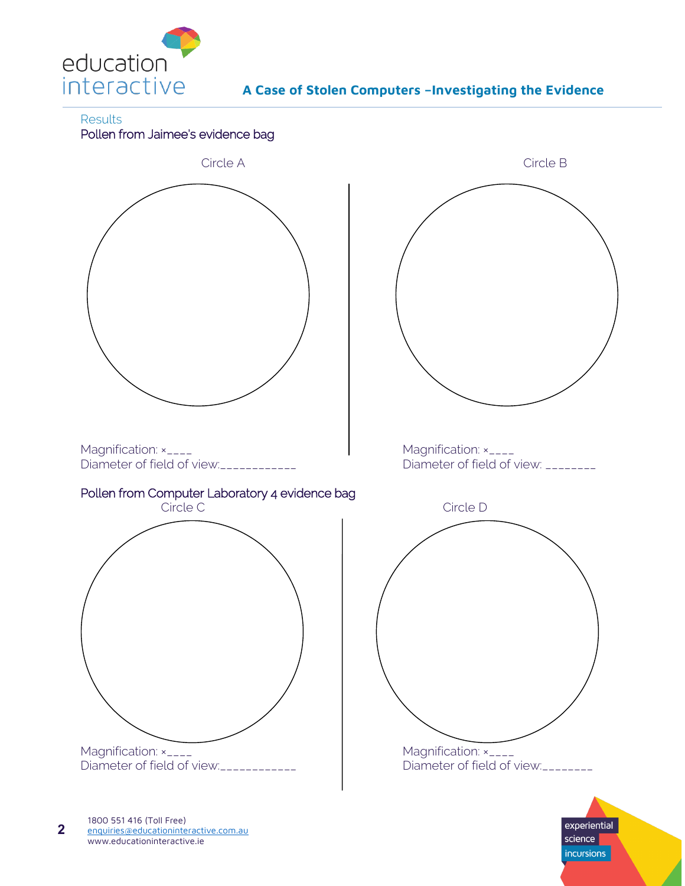Results

Pollen from Jaimee's evidence bag

Circle A

Magnification: ×____
Diameter of field of view:____________

Circle B

Magnification: ×____
Diameter of field of view: ________

Pollen from Computer Laboratory 4 evidence bag

Circle C

Magnification: ×____
Diameter of field of view:____________

Circle D

Magnification: ×____
Diameter of field of view:________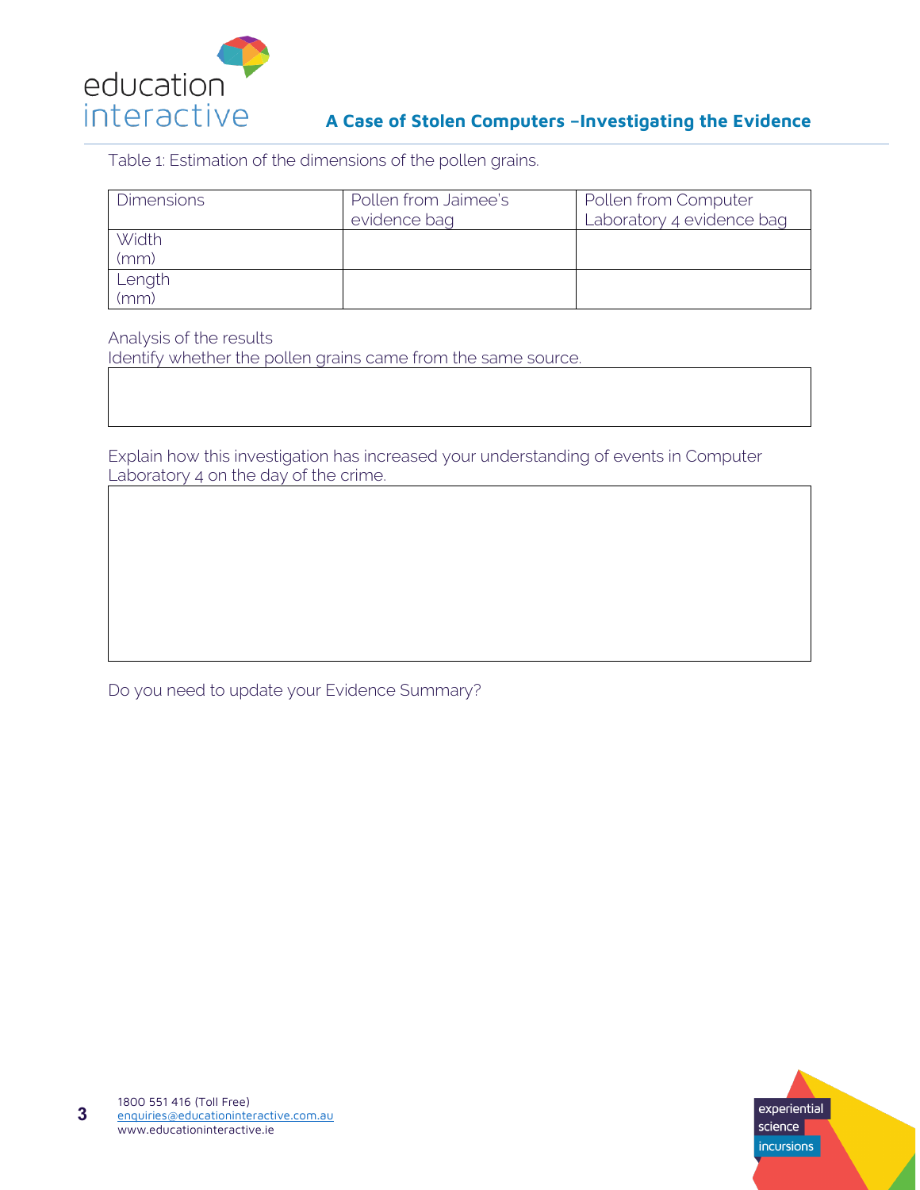Table 1: Estimation of the dimensions of the pollen grains.

| Dimensions | Pollen from Jaimee's evidence bag | Pollen from Computer Laboratory 4 evidence bag |
|---|---|---|
| Width (mm) | | |
| Length (mm) | | |

Analysis of the results

Identify whether the pollen grains came from the same source.

| |
|---|
| |

Explain how this investigation has increased your understanding of events in Computer Laboratory 4 on the day of the crime.

| |
|---|
| |

Do you need to update your Evidence Summary?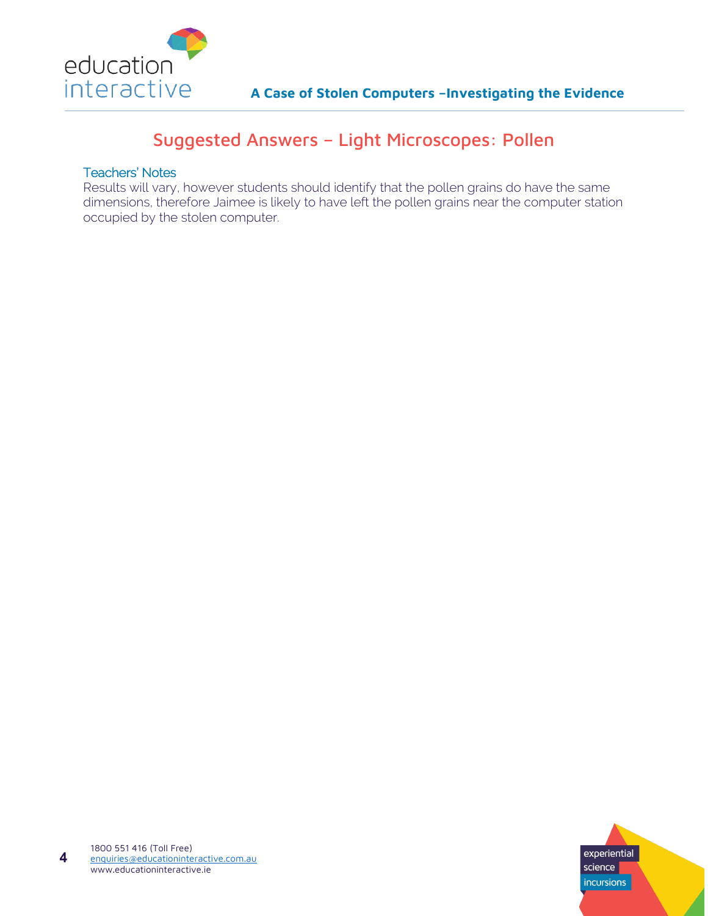## Suggested Answers – Light Microscopes: Pollen

### Teachers' Notes

Results will vary, however students should identify that the pollen grains do have the same dimensions, therefore Jaimee is likely to have left the pollen grains near the computer station occupied by the stolen computer.